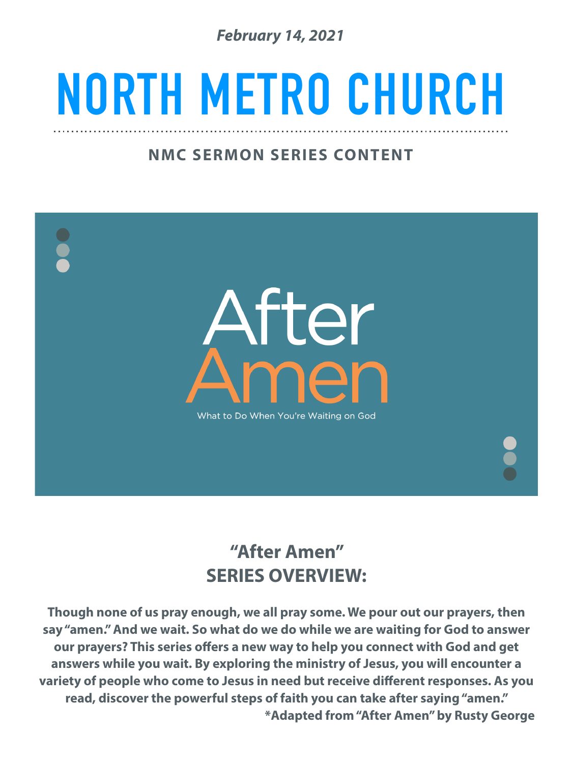*February 14, 2021*

# NORTH METRO CHURCH

**NMC SERMON SERIES CONTENT**

After
Amen
What to Do When You're Waiting on God

## "After Amen" SERIES OVERVIEW:

**Though none of us pray enough, we all pray some. We pour out our prayers, then say "amen." And we wait. So what do we do while we are waiting for God to answer our prayers? This series offers a new way to help you connect with God and get answers while you wait. By exploring the ministry of Jesus, you will encounter a variety of people who come to Jesus in need but receive different responses. As you read, discover the powerful steps of faith you can take after saying "amen."**

**\*Adapted from "After Amen" by Rusty George**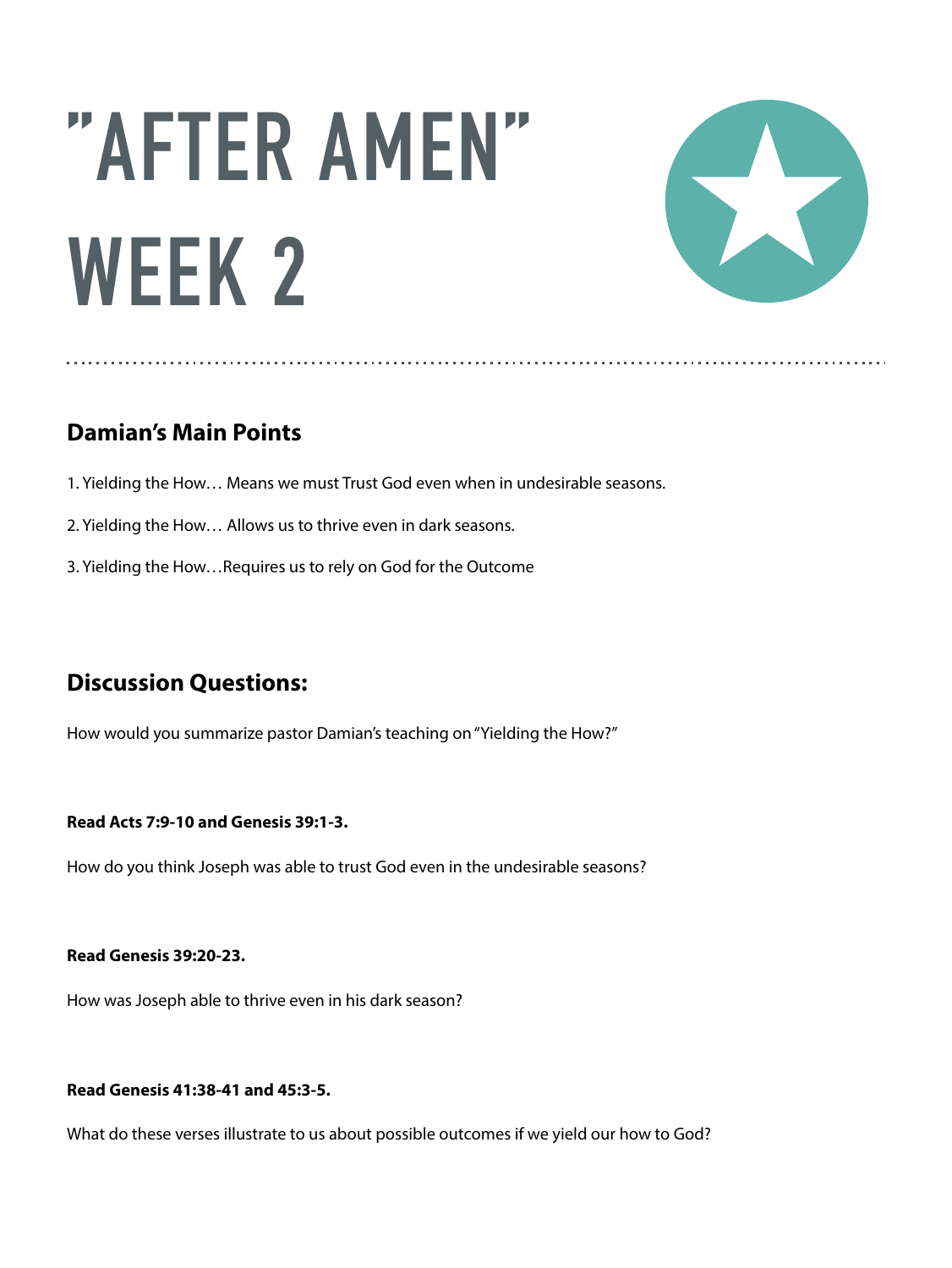# "AFTER AMEN" WEEK 2

## Damian's Main Points

1. Yielding the How… Means we must Trust God even when in undesirable seasons.

2. Yielding the How… Allows us to thrive even in dark seasons.

3. Yielding the How…Requires us to rely on God for the Outcome

## Discussion Questions:

How would you summarize pastor Damian's teaching on "Yielding the How?"

**Read Acts 7:9-10 and Genesis 39:1-3.**

How do you think Joseph was able to trust God even in the undesirable seasons?

**Read Genesis 39:20-23.**

How was Joseph able to thrive even in his dark season?

**Read Genesis 41:38-41 and 45:3-5.**

What do these verses illustrate to us about possible outcomes if we yield our how to God?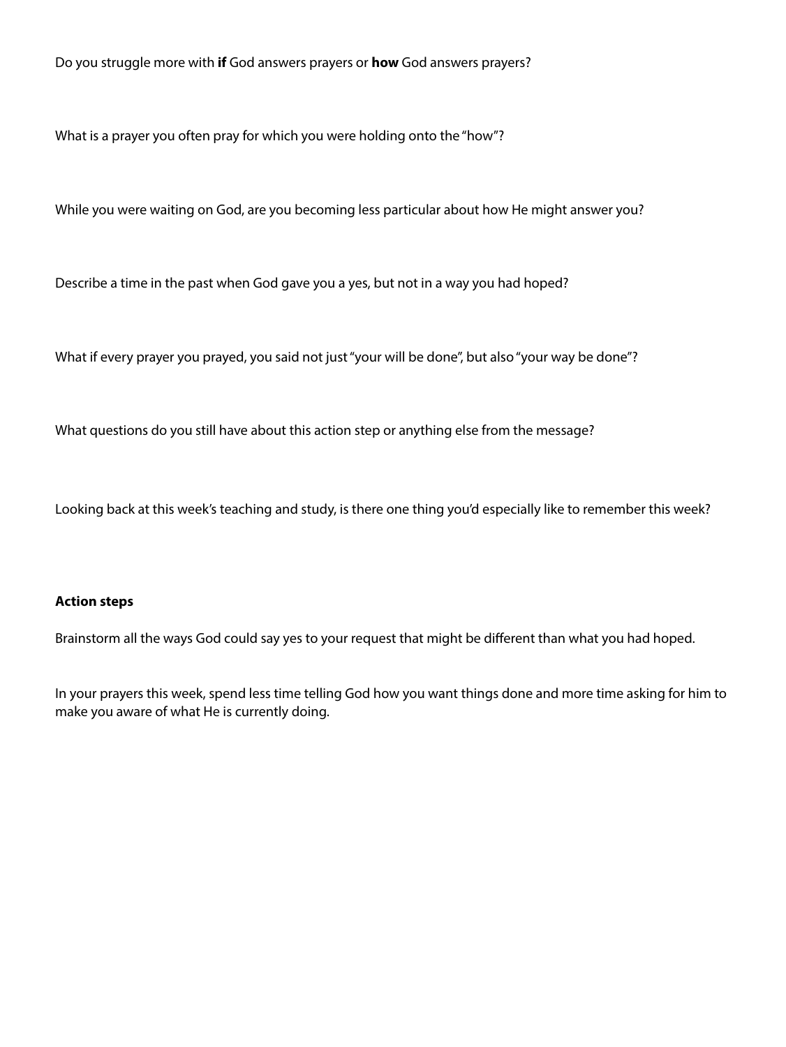Do you struggle more with **if** God answers prayers or **how** God answers prayers?

What is a prayer you often pray for which you were holding onto the "how"?

While you were waiting on God, are you becoming less particular about how He might answer you?

Describe a time in the past when God gave you a yes, but not in a way you had hoped?

What if every prayer you prayed, you said not just "your will be done", but also "your way be done"?

What questions do you still have about this action step or anything else from the message?

Looking back at this week's teaching and study, is there one thing you'd especially like to remember this week?

**Action steps**

Brainstorm all the ways God could say yes to your request that might be different than what you had hoped.

In your prayers this week, spend less time telling God how you want things done and more time asking for him to make you aware of what He is currently doing.